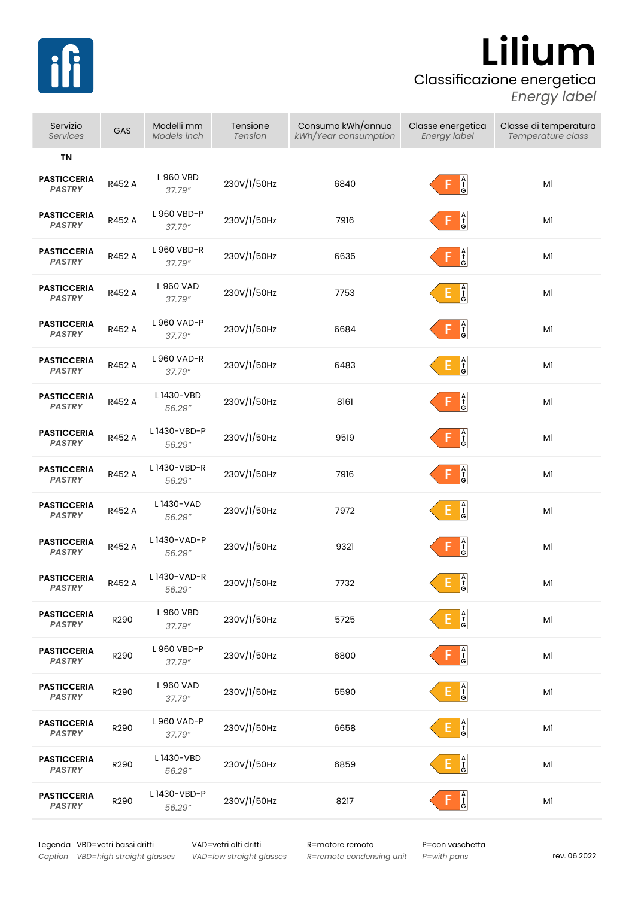# Lilium

## Classificazione energetica

*Energy label*

| Servizio *Services* | GAS | Modelli mm *Models inch* | Tensione *Tension* | Consumo kWh/annuo *kWh/Year consumption* | Classe energetica *Energy label* | Classe di temperatura *Temperature class* |
|---|---|---|---|---|---|---|
| **TN** | | | | | | |
| **PASTICCERIA** ***PASTRY*** | R452 A | L 960 VBD *37.79"* | 230V/1/50Hz | 6840 | F | M1 |
| **PASTICCERIA** ***PASTRY*** | R452 A | L 960 VBD-P *37.79"* | 230V/1/50Hz | 7916 | F | M1 |
| **PASTICCERIA** ***PASTRY*** | R452 A | L 960 VBD-R *37.79"* | 230V/1/50Hz | 6635 | F | M1 |
| **PASTICCERIA** ***PASTRY*** | R452 A | L 960 VAD *37.79"* | 230V/1/50Hz | 7753 | E | M1 |
| **PASTICCERIA** ***PASTRY*** | R452 A | L 960 VAD-P *37.79"* | 230V/1/50Hz | 6684 | F | M1 |
| **PASTICCERIA** ***PASTRY*** | R452 A | L 960 VAD-R *37.79"* | 230V/1/50Hz | 6483 | E | M1 |
| **PASTICCERIA** ***PASTRY*** | R452 A | L 1430-VBD *56.29"* | 230V/1/50Hz | 8161 | F | M1 |
| **PASTICCERIA** ***PASTRY*** | R452 A | L 1430-VBD-P *56.29"* | 230V/1/50Hz | 9519 | F | M1 |
| **PASTICCERIA** ***PASTRY*** | R452 A | L 1430-VBD-R *56.29"* | 230V/1/50Hz | 7916 | F | M1 |
| **PASTICCERIA** ***PASTRY*** | R452 A | L 1430-VAD *56.29"* | 230V/1/50Hz | 7972 | E | M1 |
| **PASTICCERIA** ***PASTRY*** | R452 A | L 1430-VAD-P *56.29"* | 230V/1/50Hz | 9321 | F | M1 |
| **PASTICCERIA** ***PASTRY*** | R452 A | L 1430-VAD-R *56.29"* | 230V/1/50Hz | 7732 | E | M1 |
| **PASTICCERIA** ***PASTRY*** | R290 | L 960 VBD *37.79"* | 230V/1/50Hz | 5725 | E | M1 |
| **PASTICCERIA** ***PASTRY*** | R290 | L 960 VBD-P *37.79"* | 230V/1/50Hz | 6800 | F | M1 |
| **PASTICCERIA** ***PASTRY*** | R290 | L 960 VAD *37.79"* | 230V/1/50Hz | 5590 | E | M1 |
| **PASTICCERIA** ***PASTRY*** | R290 | L 960 VAD-P *37.79"* | 230V/1/50Hz | 6658 | E | M1 |
| **PASTICCERIA** ***PASTRY*** | R290 | L 1430-VBD *56.29"* | 230V/1/50Hz | 6859 | E | M1 |
| **PASTICCERIA** ***PASTRY*** | R290 | L 1430-VBD-P *56.29"* | 230V/1/50Hz | 8217 | F | M1 |

Legenda — VBD=vetri bassi dritti — VAD=vetri alti dritti — R=motore remoto — P=con vaschetta

*Caption — VBD=high straight glasses — VAD=low straight glasses — R=remote condensing unit — P=with pans*

rev. 06.2022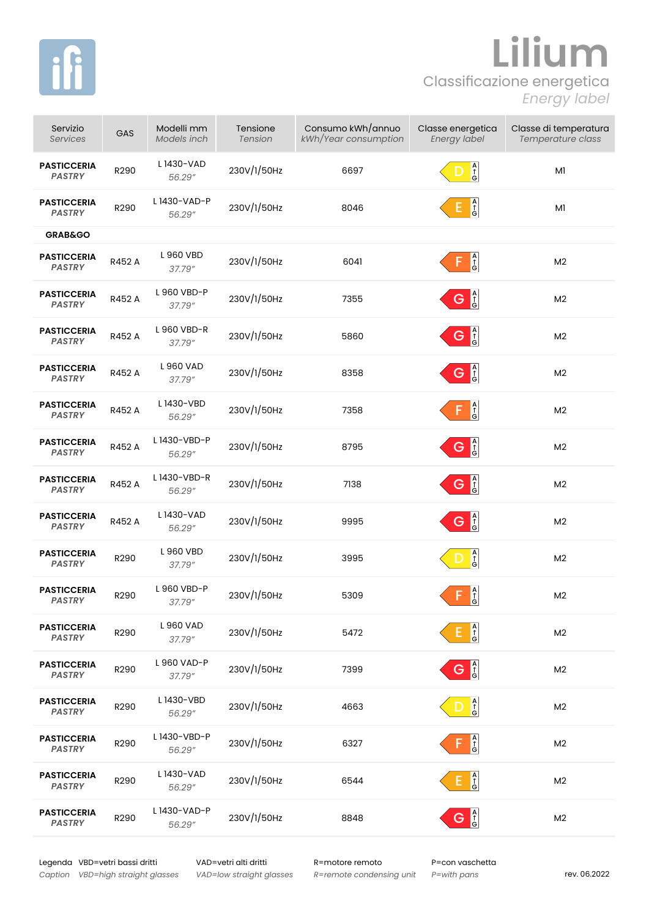# Lilium

## Classificazione energetica

*Energy label*

| Servizio *Services* | GAS | Modelli mm *Models inch* | Tensione *Tension* | Consumo kWh/annuo *kWh/Year consumption* | Classe energetica *Energy label* | Classe di temperatura *Temperature class* |
|---|---|---|---|---|---|---|
| **PASTICCERIA** ***PASTRY*** | R290 | L 1430-VAD *56.29"* | 230V/1/50Hz | 6697 | D | M1 |
| **PASTICCERIA** ***PASTRY*** | R290 | L 1430-VAD-P *56.29"* | 230V/1/50Hz | 8046 | E | M1 |
| **GRAB&GO** | | | | | | |
| **PASTICCERIA** ***PASTRY*** | R452 A | L 960 VBD *37.79"* | 230V/1/50Hz | 6041 | F | M2 |
| **PASTICCERIA** ***PASTRY*** | R452 A | L 960 VBD-P *37.79"* | 230V/1/50Hz | 7355 | G | M2 |
| **PASTICCERIA** ***PASTRY*** | R452 A | L 960 VBD-R *37.79"* | 230V/1/50Hz | 5860 | G | M2 |
| **PASTICCERIA** ***PASTRY*** | R452 A | L 960 VAD *37.79"* | 230V/1/50Hz | 8358 | G | M2 |
| **PASTICCERIA** ***PASTRY*** | R452 A | L 1430-VBD *56.29"* | 230V/1/50Hz | 7358 | F | M2 |
| **PASTICCERIA** ***PASTRY*** | R452 A | L 1430-VBD-P *56.29"* | 230V/1/50Hz | 8795 | G | M2 |
| **PASTICCERIA** ***PASTRY*** | R452 A | L 1430-VBD-R *56.29"* | 230V/1/50Hz | 7138 | G | M2 |
| **PASTICCERIA** ***PASTRY*** | R452 A | L 1430-VAD *56.29"* | 230V/1/50Hz | 9995 | G | M2 |
| **PASTICCERIA** ***PASTRY*** | R290 | L 960 VBD *37.79"* | 230V/1/50Hz | 3995 | D | M2 |
| **PASTICCERIA** ***PASTRY*** | R290 | L 960 VBD-P *37.79"* | 230V/1/50Hz | 5309 | F | M2 |
| **PASTICCERIA** ***PASTRY*** | R290 | L 960 VAD *37.79"* | 230V/1/50Hz | 5472 | E | M2 |
| **PASTICCERIA** ***PASTRY*** | R290 | L 960 VAD-P *37.79"* | 230V/1/50Hz | 7399 | G | M2 |
| **PASTICCERIA** ***PASTRY*** | R290 | L 1430-VBD *56.29"* | 230V/1/50Hz | 4663 | D | M2 |
| **PASTICCERIA** ***PASTRY*** | R290 | L 1430-VBD-P *56.29"* | 230V/1/50Hz | 6327 | F | M2 |
| **PASTICCERIA** ***PASTRY*** | R290 | L 1430-VAD *56.29"* | 230V/1/50Hz | 6544 | E | M2 |
| **PASTICCERIA** ***PASTRY*** | R290 | L 1430-VAD-P *56.29"* | 230V/1/50Hz | 8848 | G | M2 |

Legenda *Caption*

VBD=vetri bassi dritti *VBD=high straight glasses*

VAD=vetri alti dritti *VAD=low straight glasses*

R=motore remoto *R=remote condensing unit*

P=con vaschetta *P=with pans*

rev. 06.2022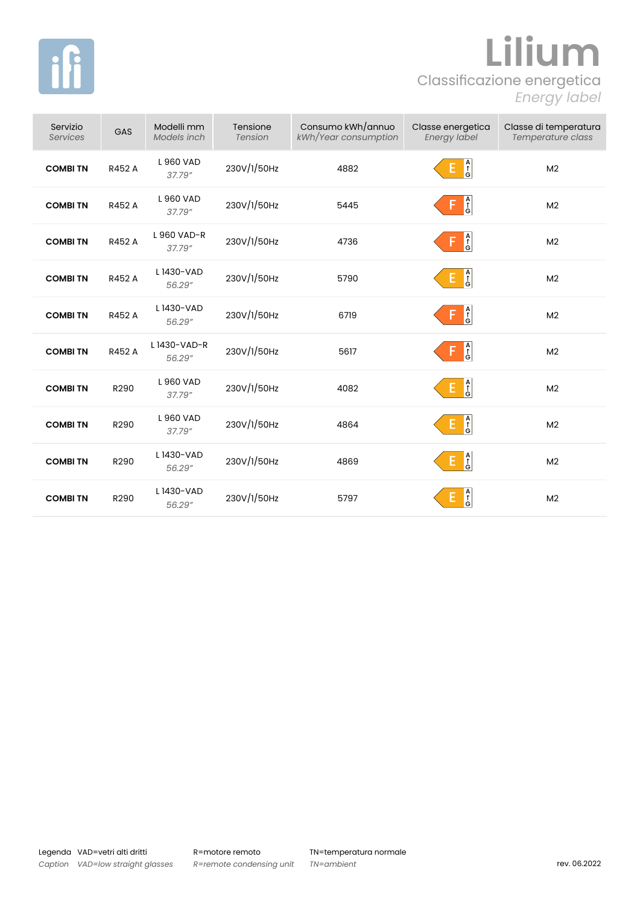# Lilium

## Classificazione energetica

*Energy label*

| Servizio *Services* | GAS | Modelli mm *Models inch* | Tensione *Tension* | Consumo kWh/annuo *kWh/Year consumption* | Classe energetica *Energy label* | Classe di temperatura *Temperature class* |
|---|---|---|---|---|---|---|
| **COMBI TN** | R452 A | L 960 VAD *37.79"* | 230V/1/50Hz | 4882 | E | M2 |
| **COMBI TN** | R452 A | L 960 VAD *37.79"* | 230V/1/50Hz | 5445 | F | M2 |
| **COMBI TN** | R452 A | L 960 VAD-R *37.79"* | 230V/1/50Hz | 4736 | F | M2 |
| **COMBI TN** | R452 A | L 1430-VAD *56.29"* | 230V/1/50Hz | 5790 | E | M2 |
| **COMBI TN** | R452 A | L 1430-VAD *56.29"* | 230V/1/50Hz | 6719 | F | M2 |
| **COMBI TN** | R452 A | L 1430-VAD-R *56.29"* | 230V/1/50Hz | 5617 | F | M2 |
| **COMBI TN** | R290 | L 960 VAD *37.79"* | 230V/1/50Hz | 4082 | E | M2 |
| **COMBI TN** | R290 | L 960 VAD *37.79"* | 230V/1/50Hz | 4864 | E | M2 |
| **COMBI TN** | R290 | L 1430-VAD *56.29"* | 230V/1/50Hz | 4869 | E | M2 |
| **COMBI TN** | R290 | L 1430-VAD *56.29"* | 230V/1/50Hz | 5797 | E | M2 |

Legenda VAD=vetri alti dritti R=motore remoto TN=temperatura normale

*Caption VAD=low straight glasses R=remote condensing unit TN=ambient*

rev. 06.2022